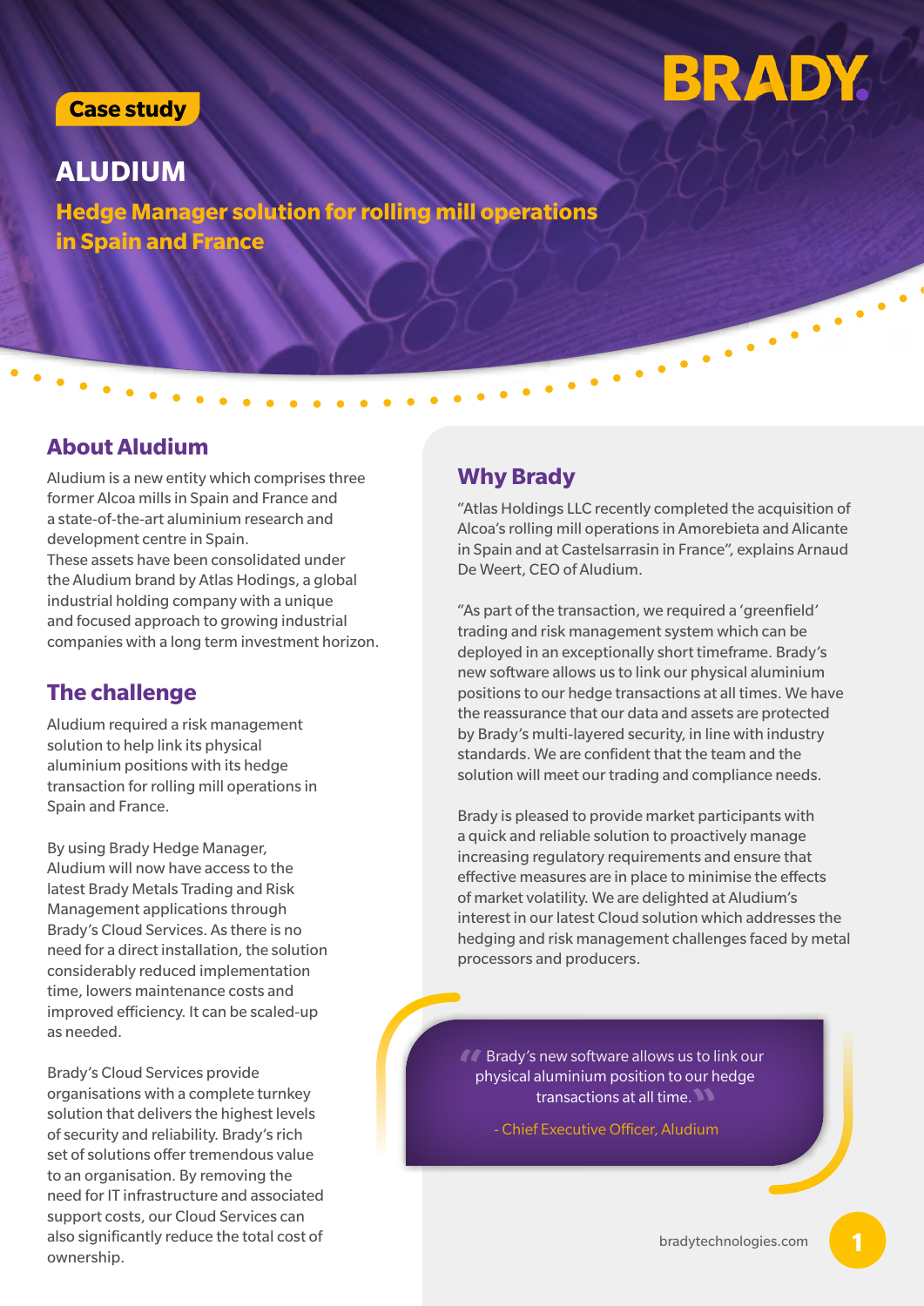Case study

# ALUDIUM

## Hedge Manager solution for rolling mill operations in Spain and France

## About Aludium

Aludium is a new entity which comprises three former Alcoa mills in Spain and France and a state-of-the-art aluminium research and development centre in Spain.
These assets have been consolidated under the Aludium brand by Atlas Hodings, a global industrial holding company with a unique and focused approach to growing industrial companies with a long term investment horizon.

## The challenge

Aludium required a risk management solution to help link its physical aluminium positions with its hedge transaction for rolling mill operations in Spain and France.

By using Brady Hedge Manager, Aludium will now have access to the latest Brady Metals Trading and Risk Management applications through Brady's Cloud Services. As there is no need for a direct installation, the solution considerably reduced implementation time, lowers maintenance costs and improved efficiency. It can be scaled-up as needed.

Brady's Cloud Services provide organisations with a complete turnkey solution that delivers the highest levels of security and reliability. Brady's rich set of solutions offer tremendous value to an organisation. By removing the need for IT infrastructure and associated support costs, our Cloud Services can also significantly reduce the total cost of ownership.

## Why Brady

"Atlas Holdings LLC recently completed the acquisition of Alcoa's rolling mill operations in Amorebieta and Alicante in Spain and at Castelsarrasin in France", explains Arnaud De Weert, CEO of Aludium.

"As part of the transaction, we required a 'greenfield' trading and risk management system which can be deployed in an exceptionally short timeframe. Brady's new software allows us to link our physical aluminium positions to our hedge transactions at all times. We have the reassurance that our data and assets are protected by Brady's multi-layered security, in line with industry standards. We are confident that the team and the solution will meet our trading and compliance needs.

Brady is pleased to provide market participants with a quick and reliable solution to proactively manage increasing regulatory requirements and ensure that effective measures are in place to minimise the effects of market volatility. We are delighted at Aludium's interest in our latest Cloud solution which addresses the hedging and risk management challenges faced by metal processors and producers.

> "Brady's new software allows us to link our physical aluminium position to our hedge transactions at all time."
>
> \- Chief Executive Officer, Aludium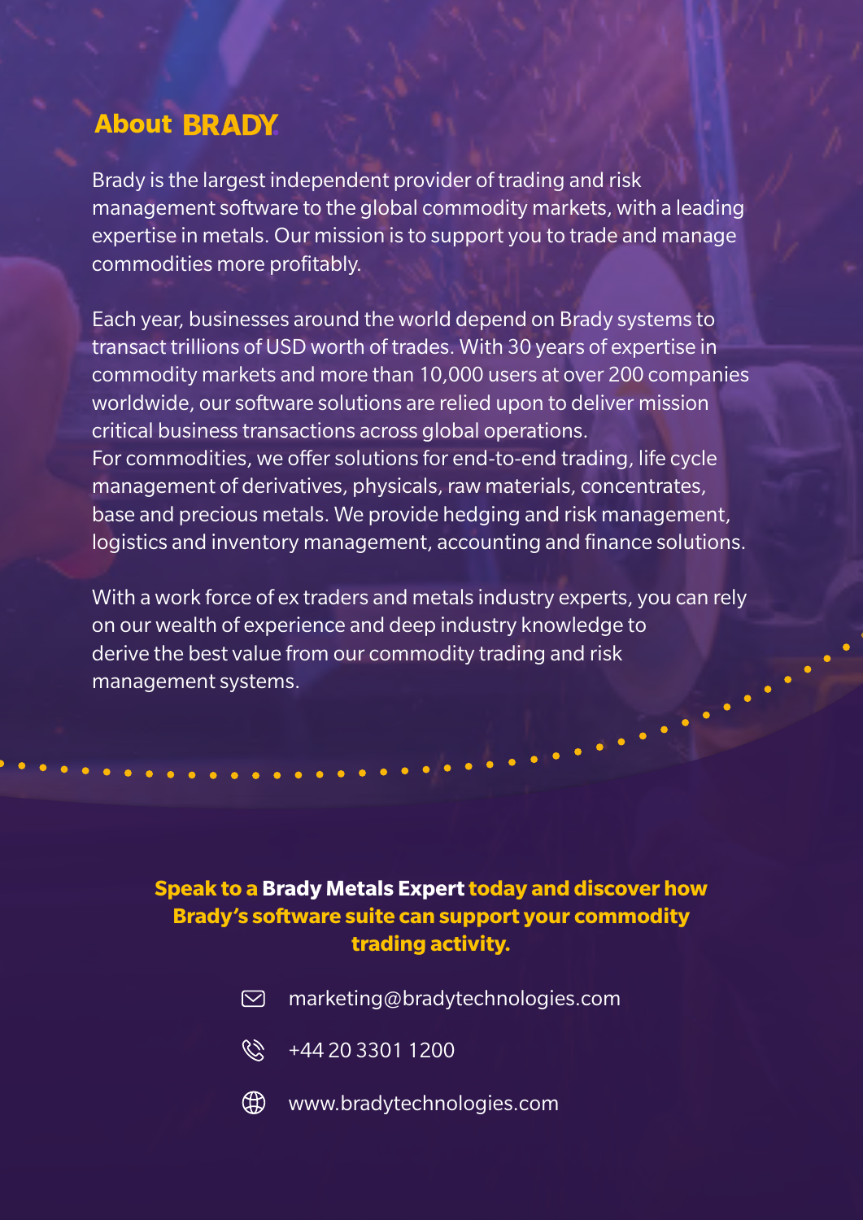## About BRADY

Brady is the largest independent provider of trading and risk management software to the global commodity markets, with a leading expertise in metals. Our mission is to support you to trade and manage commodities more profitably.

Each year, businesses around the world depend on Brady systems to transact trillions of USD worth of trades. With 30 years of expertise in commodity markets and more than 10,000 users at over 200 companies worldwide, our software solutions are relied upon to deliver mission critical business transactions across global operations.
For commodities, we offer solutions for end-to-end trading, life cycle management of derivatives, physicals, raw materials, concentrates, base and precious metals. We provide hedging and risk management, logistics and inventory management, accounting and finance solutions.

With a work force of ex traders and metals industry experts, you can rely on our wealth of experience and deep industry knowledge to derive the best value from our commodity trading and risk management systems.

**Speak to a Brady Metals Expert today and discover how Brady's software suite can support your commodity trading activity.**

marketing@bradytechnologies.com

+44 20 3301 1200

www.bradytechnologies.com